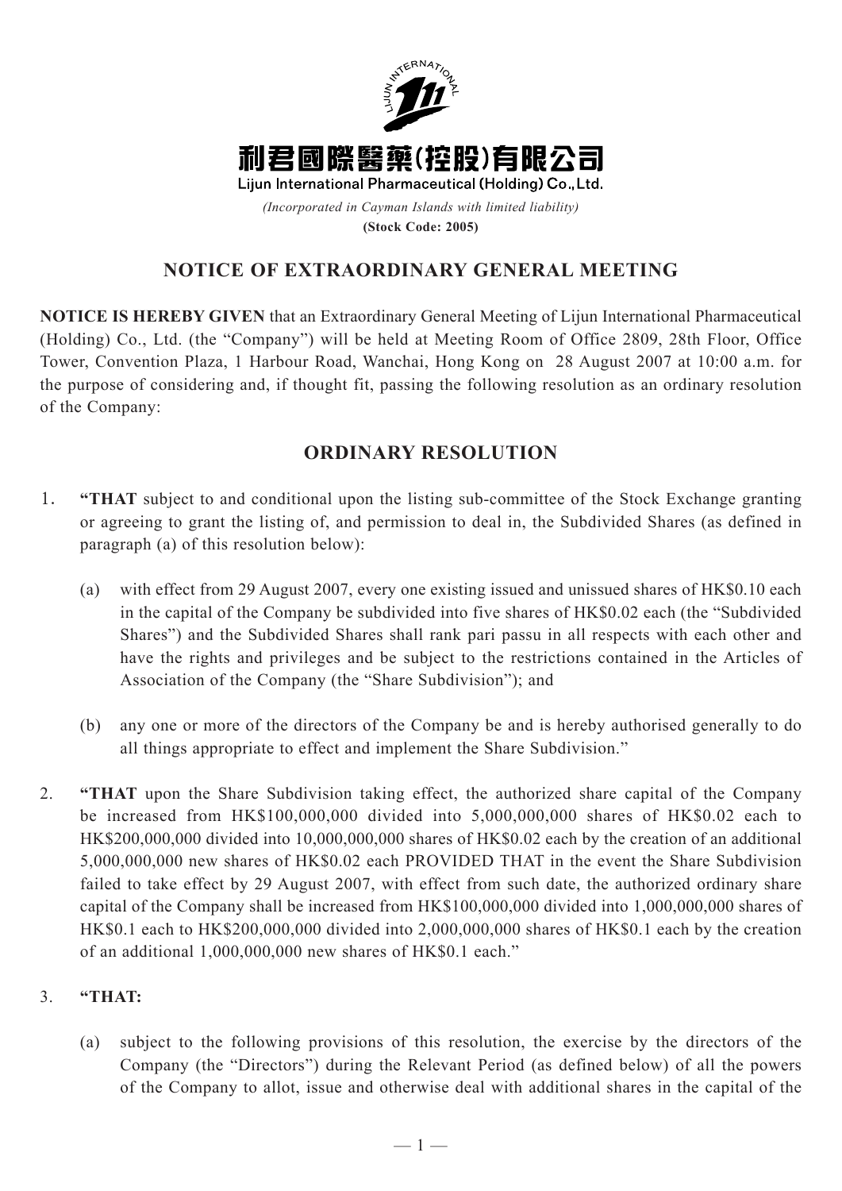利君國際醫藥(控股)有限公司

Lijun International Pharmaceutical (Holding) Co., Ltd.

*(Incorporated in Cayman Islands with limited liability)*

**(Stock Code: 2005)**

## NOTICE OF EXTRAORDINARY GENERAL MEETING

**NOTICE IS HEREBY GIVEN** that an Extraordinary General Meeting of Lijun International Pharmaceutical (Holding) Co., Ltd. (the "Company") will be held at Meeting Room of Office 2809, 28th Floor, Office Tower, Convention Plaza, 1 Harbour Road, Wanchai, Hong Kong on 28 August 2007 at 10:00 a.m. for the purpose of considering and, if thought fit, passing the following resolution as an ordinary resolution of the Company:

## ORDINARY RESOLUTION

1. **"THAT** subject to and conditional upon the listing sub-committee of the Stock Exchange granting or agreeing to grant the listing of, and permission to deal in, the Subdivided Shares (as defined in paragraph (a) of this resolution below):

   (a) with effect from 29 August 2007, every one existing issued and unissued shares of HK$0.10 each in the capital of the Company be subdivided into five shares of HK$0.02 each (the "Subdivided Shares") and the Subdivided Shares shall rank pari passu in all respects with each other and have the rights and privileges and be subject to the restrictions contained in the Articles of Association of the Company (the "Share Subdivision"); and

   (b) any one or more of the directors of the Company be and is hereby authorised generally to do all things appropriate to effect and implement the Share Subdivision."

2. **"THAT** upon the Share Subdivision taking effect, the authorized share capital of the Company be increased from HK$100,000,000 divided into 5,000,000,000 shares of HK$0.02 each to HK$200,000,000 divided into 10,000,000,000 shares of HK$0.02 each by the creation of an additional 5,000,000,000 new shares of HK$0.02 each PROVIDED THAT in the event the Share Subdivision failed to take effect by 29 August 2007, with effect from such date, the authorized ordinary share capital of the Company shall be increased from HK$100,000,000 divided into 1,000,000,000 shares of HK$0.1 each to HK$200,000,000 divided into 2,000,000,000 shares of HK$0.1 each by the creation of an additional 1,000,000,000 new shares of HK$0.1 each."

3. **"THAT:**

   (a) subject to the following provisions of this resolution, the exercise by the directors of the Company (the "Directors") during the Relevant Period (as defined below) of all the powers of the Company to allot, issue and otherwise deal with additional shares in the capital of the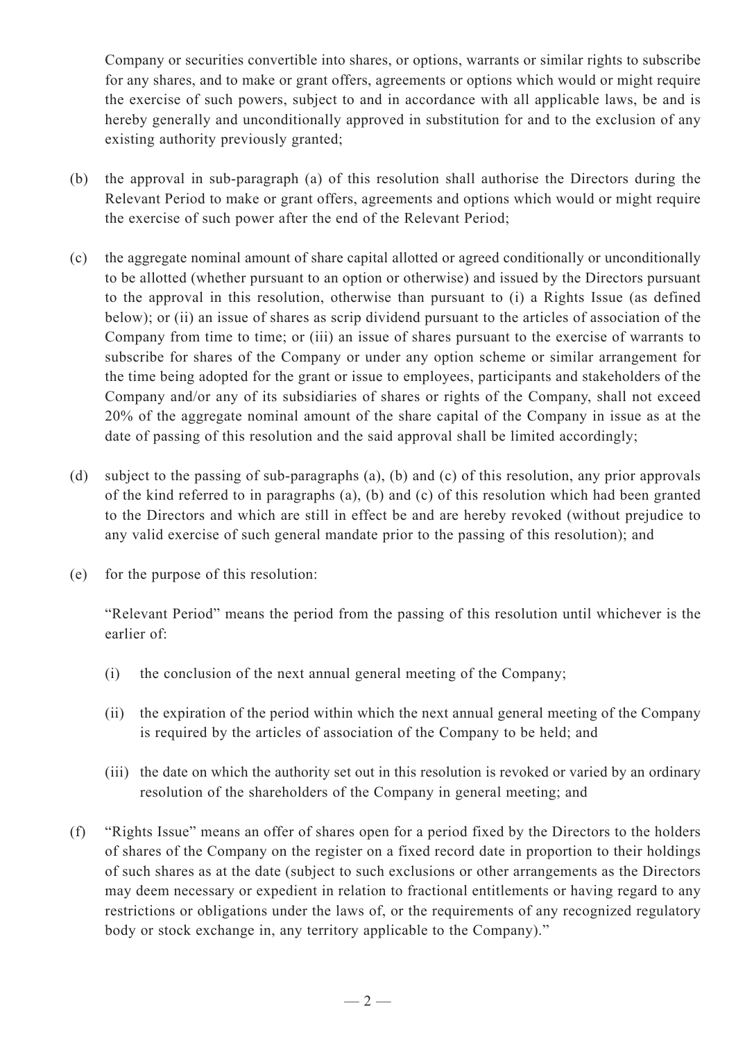Company or securities convertible into shares, or options, warrants or similar rights to subscribe for any shares, and to make or grant offers, agreements or options which would or might require the exercise of such powers, subject to and in accordance with all applicable laws, be and is hereby generally and unconditionally approved in substitution for and to the exclusion of any existing authority previously granted;

(b) the approval in sub-paragraph (a) of this resolution shall authorise the Directors during the Relevant Period to make or grant offers, agreements and options which would or might require the exercise of such power after the end of the Relevant Period;

(c) the aggregate nominal amount of share capital allotted or agreed conditionally or unconditionally to be allotted (whether pursuant to an option or otherwise) and issued by the Directors pursuant to the approval in this resolution, otherwise than pursuant to (i) a Rights Issue (as defined below); or (ii) an issue of shares as scrip dividend pursuant to the articles of association of the Company from time to time; or (iii) an issue of shares pursuant to the exercise of warrants to subscribe for shares of the Company or under any option scheme or similar arrangement for the time being adopted for the grant or issue to employees, participants and stakeholders of the Company and/or any of its subsidiaries of shares or rights of the Company, shall not exceed 20% of the aggregate nominal amount of the share capital of the Company in issue as at the date of passing of this resolution and the said approval shall be limited accordingly;

(d) subject to the passing of sub-paragraphs (a), (b) and (c) of this resolution, any prior approvals of the kind referred to in paragraphs (a), (b) and (c) of this resolution which had been granted to the Directors and which are still in effect be and are hereby revoked (without prejudice to any valid exercise of such general mandate prior to the passing of this resolution); and

(e) for the purpose of this resolution:

"Relevant Period" means the period from the passing of this resolution until whichever is the earlier of:

(i) the conclusion of the next annual general meeting of the Company;

(ii) the expiration of the period within which the next annual general meeting of the Company is required by the articles of association of the Company to be held; and

(iii) the date on which the authority set out in this resolution is revoked or varied by an ordinary resolution of the shareholders of the Company in general meeting; and

(f) "Rights Issue" means an offer of shares open for a period fixed by the Directors to the holders of shares of the Company on the register on a fixed record date in proportion to their holdings of such shares as at the date (subject to such exclusions or other arrangements as the Directors may deem necessary or expedient in relation to fractional entitlements or having regard to any restrictions or obligations under the laws of, or the requirements of any recognized regulatory body or stock exchange in, any territory applicable to the Company)."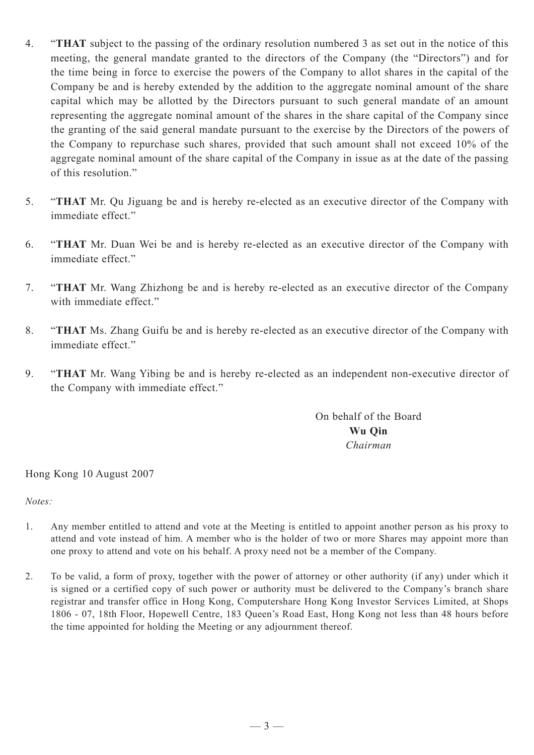4. "**THAT** subject to the passing of the ordinary resolution numbered 3 as set out in the notice of this meeting, the general mandate granted to the directors of the Company (the "Directors") and for the time being in force to exercise the powers of the Company to allot shares in the capital of the Company be and is hereby extended by the addition to the aggregate nominal amount of the share capital which may be allotted by the Directors pursuant to such general mandate of an amount representing the aggregate nominal amount of the shares in the share capital of the Company since the granting of the said general mandate pursuant to the exercise by the Directors of the powers of the Company to repurchase such shares, provided that such amount shall not exceed 10% of the aggregate nominal amount of the share capital of the Company in issue as at the date of the passing of this resolution."

5. "**THAT** Mr. Qu Jiguang be and is hereby re-elected as an executive director of the Company with immediate effect."

6. "**THAT** Mr. Duan Wei be and is hereby re-elected as an executive director of the Company with immediate effect."

7. "**THAT** Mr. Wang Zhizhong be and is hereby re-elected as an executive director of the Company with immediate effect."

8. "**THAT** Ms. Zhang Guifu be and is hereby re-elected as an executive director of the Company with immediate effect."

9. "**THAT** Mr. Wang Yibing be and is hereby re-elected as an independent non-executive director of the Company with immediate effect."

On behalf of the Board
**Wu Qin**
*Chairman*

Hong Kong 10 August 2007

*Notes:*

1. Any member entitled to attend and vote at the Meeting is entitled to appoint another person as his proxy to attend and vote instead of him. A member who is the holder of two or more Shares may appoint more than one proxy to attend and vote on his behalf. A proxy need not be a member of the Company.

2. To be valid, a form of proxy, together with the power of attorney or other authority (if any) under which it is signed or a certified copy of such power or authority must be delivered to the Company's branch share registrar and transfer office in Hong Kong, Computershare Hong Kong Investor Services Limited, at Shops 1806 - 07, 18th Floor, Hopewell Centre, 183 Queen's Road East, Hong Kong not less than 48 hours before the time appointed for holding the Meeting or any adjournment thereof.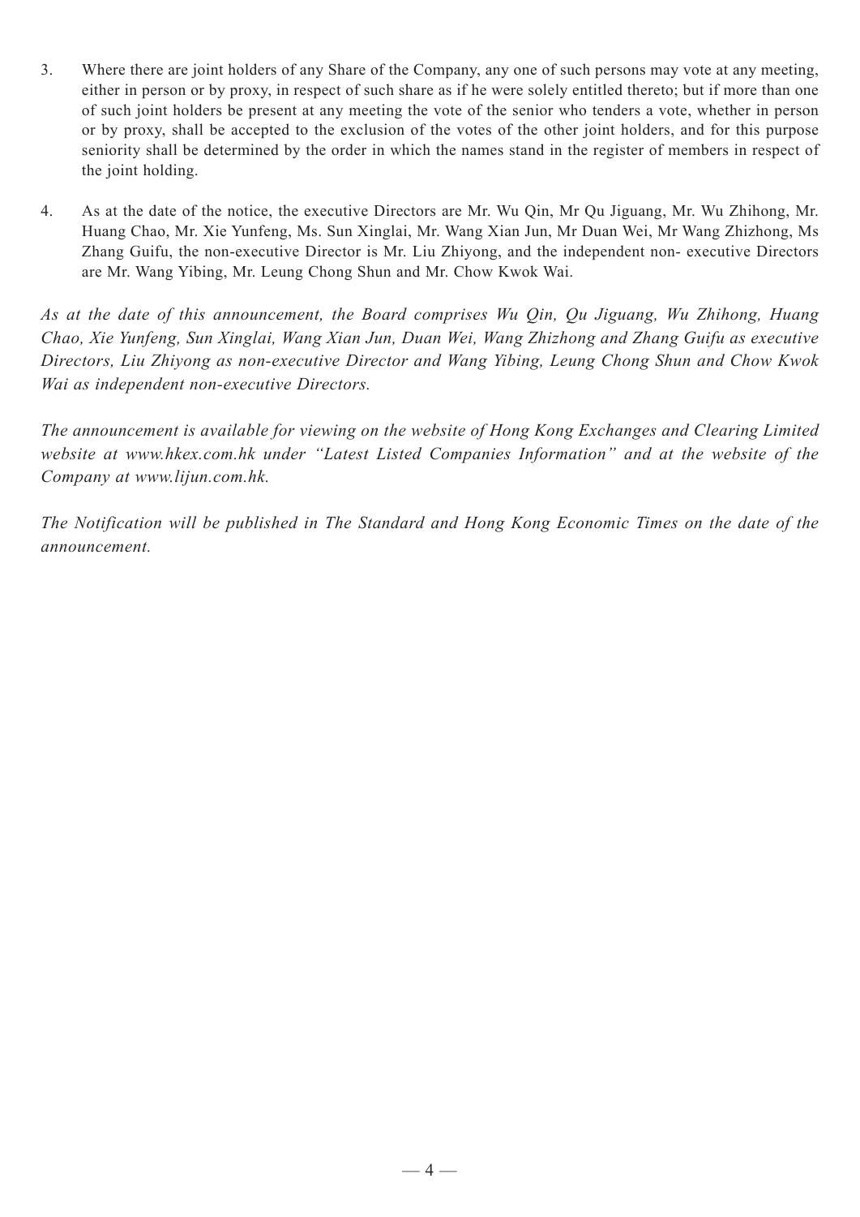3. Where there are joint holders of any Share of the Company, any one of such persons may vote at any meeting, either in person or by proxy, in respect of such share as if he were solely entitled thereto; but if more than one of such joint holders be present at any meeting the vote of the senior who tenders a vote, whether in person or by proxy, shall be accepted to the exclusion of the votes of the other joint holders, and for this purpose seniority shall be determined by the order in which the names stand in the register of members in respect of the joint holding.

4. As at the date of the notice, the executive Directors are Mr. Wu Qin, Mr Qu Jiguang, Mr. Wu Zhihong, Mr. Huang Chao, Mr. Xie Yunfeng, Ms. Sun Xinglai, Mr. Wang Xian Jun, Mr Duan Wei, Mr Wang Zhizhong, Ms Zhang Guifu, the non-executive Director is Mr. Liu Zhiyong, and the independent non- executive Directors are Mr. Wang Yibing, Mr. Leung Chong Shun and Mr. Chow Kwok Wai.

*As at the date of this announcement, the Board comprises Wu Qin, Qu Jiguang, Wu Zhihong, Huang Chao, Xie Yunfeng, Sun Xinglai, Wang Xian Jun, Duan Wei, Wang Zhizhong and Zhang Guifu as executive Directors, Liu Zhiyong as non-executive Director and Wang Yibing, Leung Chong Shun and Chow Kwok Wai as independent non-executive Directors.*

*The announcement is available for viewing on the website of Hong Kong Exchanges and Clearing Limited website at www.hkex.com.hk under "Latest Listed Companies Information" and at the website of the Company at www.lijun.com.hk.*

*The Notification will be published in The Standard and Hong Kong Economic Times on the date of the announcement.*